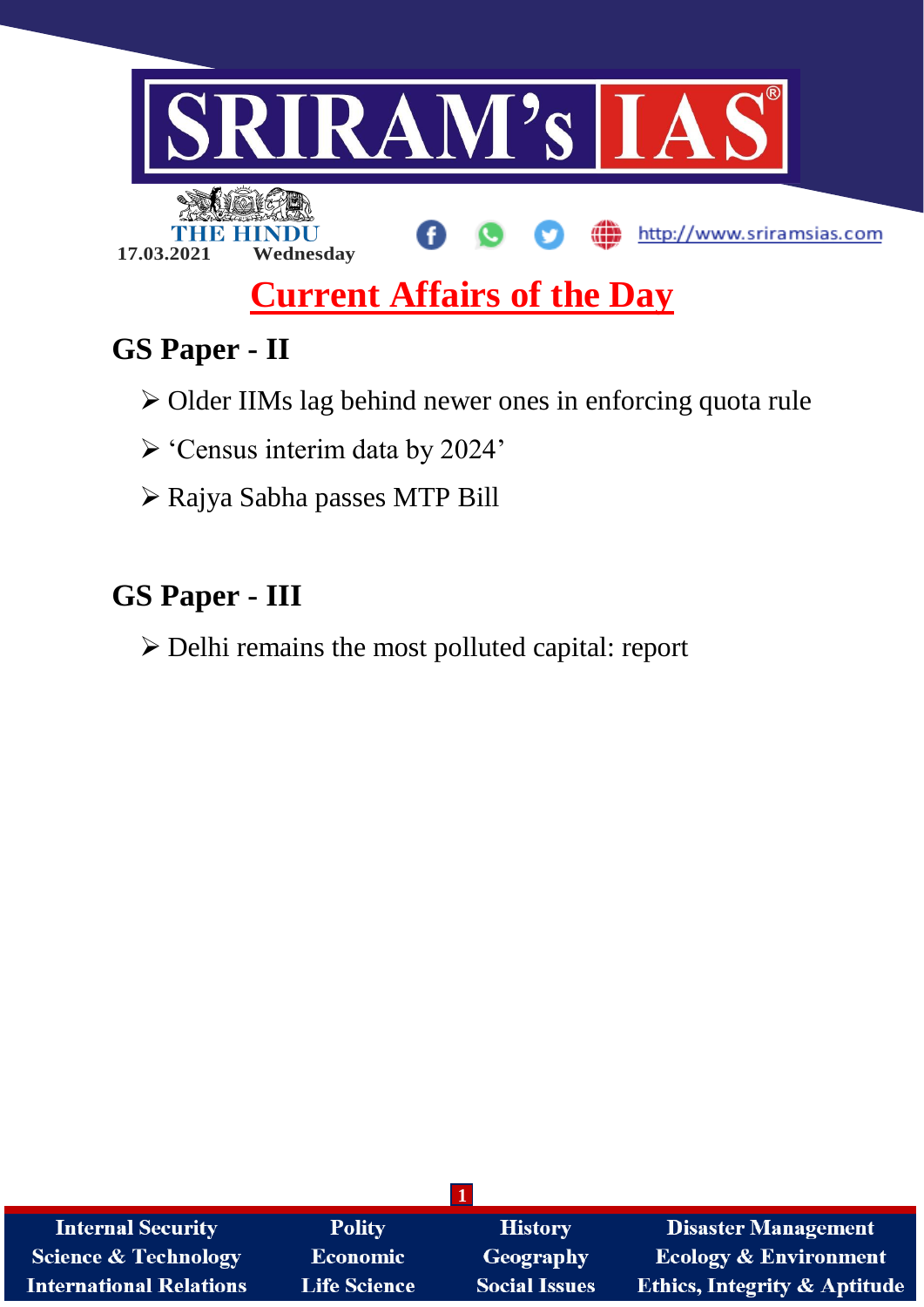THE HINDU

17.03.2021 Wednesday

http://www.sriramsias.com

# Current Affairs of the Day

## GS Paper - II

- Older IIMs lag behind newer ones in enforcing quota rule
- 'Census interim data by 2024'
- Rajya Sabha passes MTP Bill

## GS Paper - III

- Delhi remains the most polluted capital: report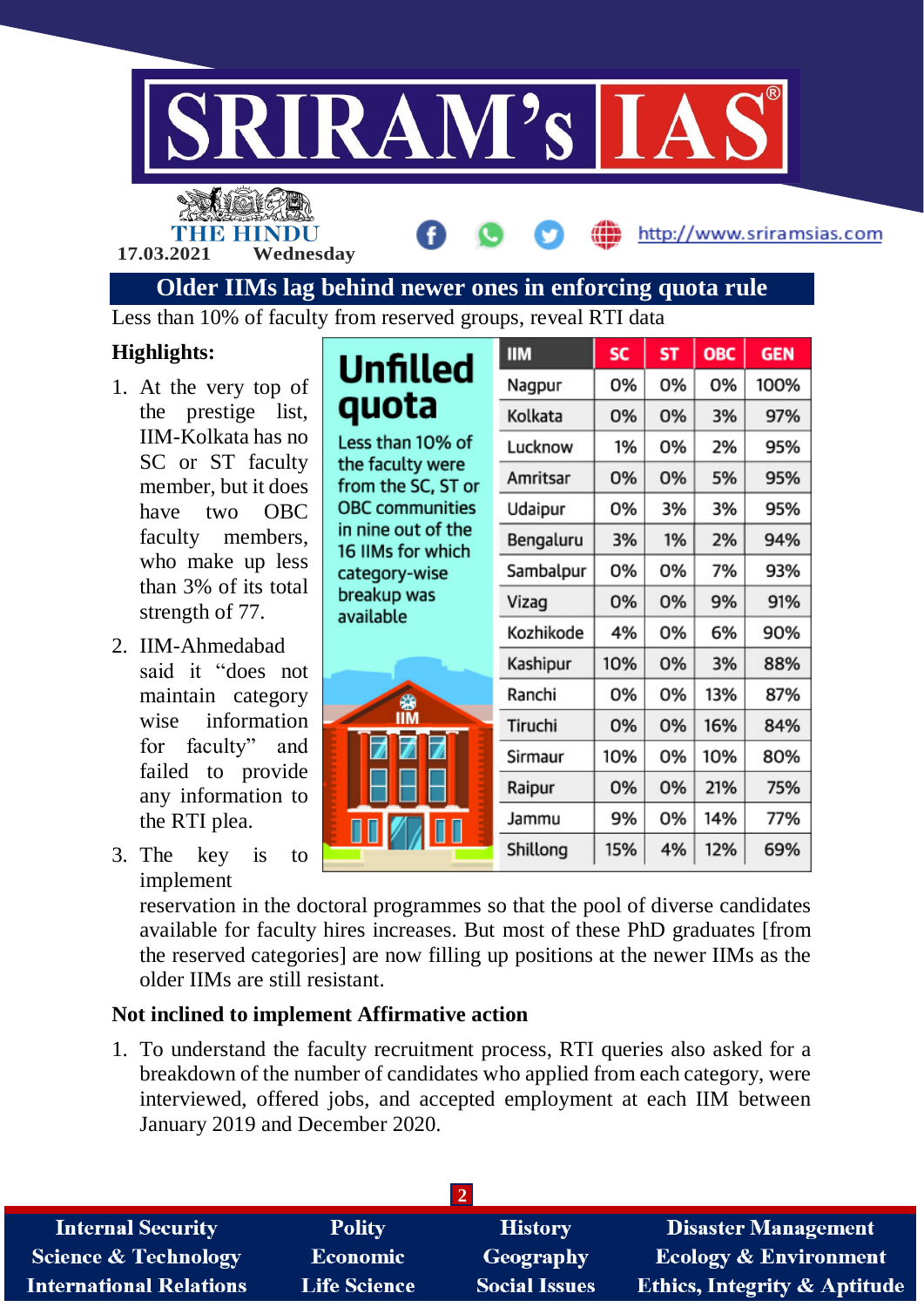# Older IIMs lag behind newer ones in enforcing quota rule

Less than 10% of faculty from reserved groups, reveal RTI data

**Highlights:**

1. At the very top of the prestige list, IIM-Kolkata has no SC or ST faculty member, but it does have two OBC faculty members, who make up less than 3% of its total strength of 77.
2. IIM-Ahmedabad said it "does not maintain category wise information for faculty" and failed to provide any information to the RTI plea.
3. The key is to implement reservation in the doctoral programmes so that the pool of diverse candidates available for faculty hires increases. But most of these PhD graduates [from the reserved categories] are now filling up positions at the newer IIMs as the older IIMs are still resistant.

**Unfilled quota**

Less than 10% of the faculty were from the SC, ST or OBC communities in nine out of the 16 IIMs for which category-wise breakup was available

| IIM | SC | ST | OBC | GEN |
|---|---|---|---|---|
| Nagpur | 0% | 0% | 0% | 100% |
| Kolkata | 0% | 0% | 3% | 97% |
| Lucknow | 1% | 0% | 2% | 95% |
| Amritsar | 0% | 0% | 5% | 95% |
| Udaipur | 0% | 3% | 3% | 95% |
| Bengaluru | 3% | 1% | 2% | 94% |
| Sambalpur | 0% | 0% | 7% | 93% |
| Vizag | 0% | 0% | 9% | 91% |
| Kozhikode | 4% | 0% | 6% | 90% |
| Kashipur | 10% | 0% | 3% | 88% |
| Ranchi | 0% | 0% | 13% | 87% |
| Tiruchi | 0% | 0% | 16% | 84% |
| Sirmaur | 10% | 0% | 10% | 80% |
| Raipur | 0% | 0% | 21% | 75% |
| Jammu | 9% | 0% | 14% | 77% |
| Shillong | 15% | 4% | 12% | 69% |

**Not inclined to implement Affirmative action**

1. To understand the faculty recruitment process, RTI queries also asked for a breakdown of the number of candidates who applied from each category, were interviewed, offered jobs, and accepted employment at each IIM between January 2019 and December 2020.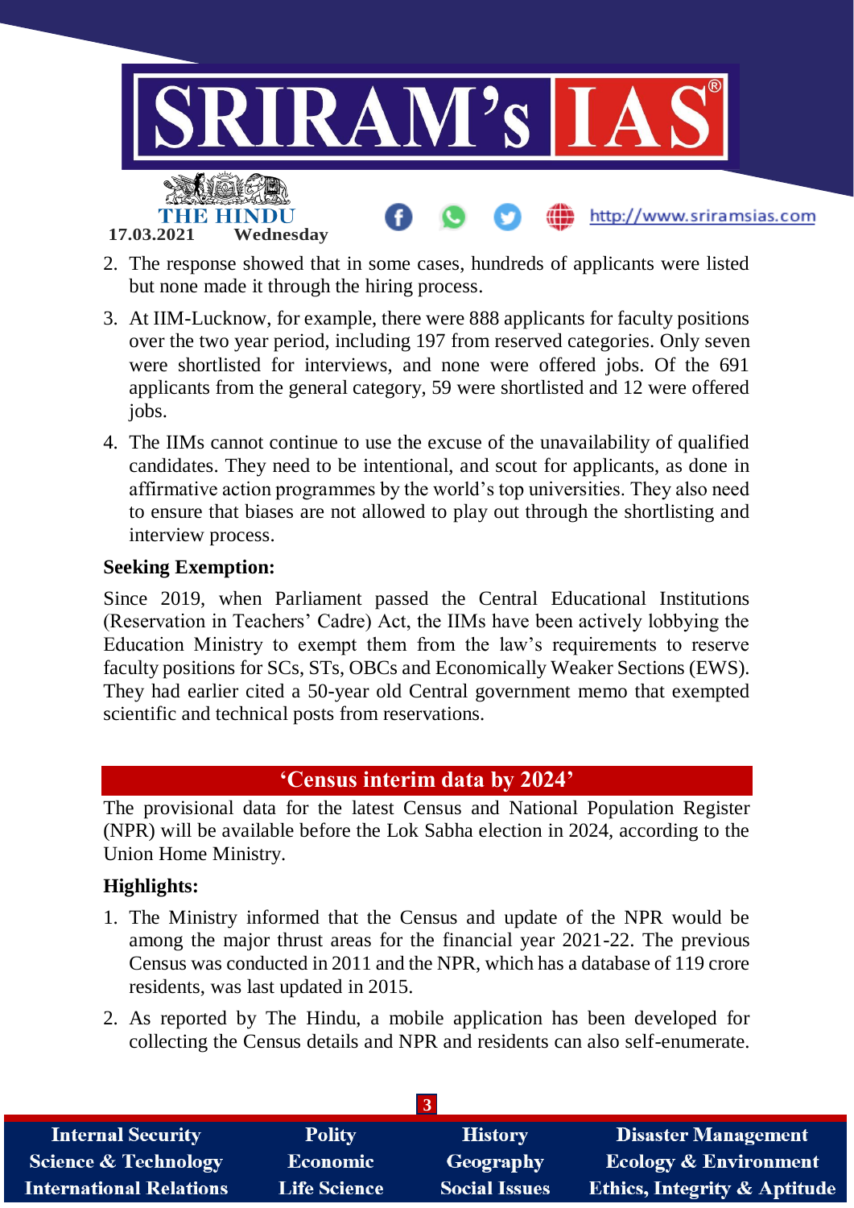2. The response showed that in some cases, hundreds of applicants were listed but none made it through the hiring process.
3. At IIM-Lucknow, for example, there were 888 applicants for faculty positions over the two year period, including 197 from reserved categories. Only seven were shortlisted for interviews, and none were offered jobs. Of the 691 applicants from the general category, 59 were shortlisted and 12 were offered jobs.
4. The IIMs cannot continue to use the excuse of the unavailability of qualified candidates. They need to be intentional, and scout for applicants, as done in affirmative action programmes by the world's top universities. They also need to ensure that biases are not allowed to play out through the shortlisting and interview process.

**Seeking Exemption:**

Since 2019, when Parliament passed the Central Educational Institutions (Reservation in Teachers' Cadre) Act, the IIMs have been actively lobbying the Education Ministry to exempt them from the law's requirements to reserve faculty positions for SCs, STs, OBCs and Economically Weaker Sections (EWS). They had earlier cited a 50-year old Central government memo that exempted scientific and technical posts from reservations.

## 'Census interim data by 2024'

The provisional data for the latest Census and National Population Register (NPR) will be available before the Lok Sabha election in 2024, according to the Union Home Ministry.

**Highlights:**

1. The Ministry informed that the Census and update of the NPR would be among the major thrust areas for the financial year 2021-22. The previous Census was conducted in 2011 and the NPR, which has a database of 119 crore residents, was last updated in 2015.
2. As reported by The Hindu, a mobile application has been developed for collecting the Census details and NPR and residents can also self-enumerate.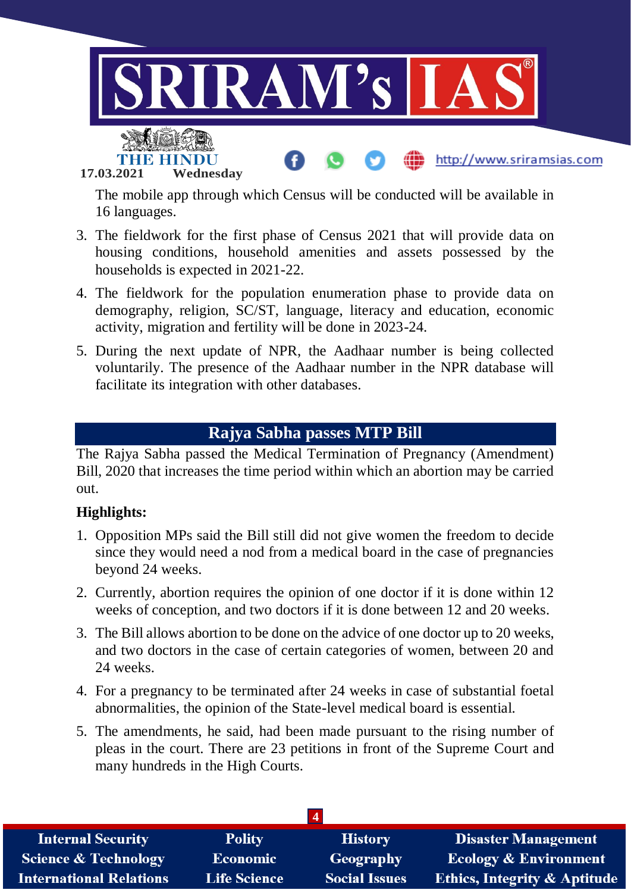The mobile app through which Census will be conducted will be available in 16 languages.

3. The fieldwork for the first phase of Census 2021 that will provide data on housing conditions, household amenities and assets possessed by the households is expected in 2021-22.
4. The fieldwork for the population enumeration phase to provide data on demography, religion, SC/ST, language, literacy and education, economic activity, migration and fertility will be done in 2023-24.
5. During the next update of NPR, the Aadhaar number is being collected voluntarily. The presence of the Aadhaar number in the NPR database will facilitate its integration with other databases.

## Rajya Sabha passes MTP Bill

The Rajya Sabha passed the Medical Termination of Pregnancy (Amendment) Bill, 2020 that increases the time period within which an abortion may be carried out.

**Highlights:**

1. Opposition MPs said the Bill still did not give women the freedom to decide since they would need a nod from a medical board in the case of pregnancies beyond 24 weeks.
2. Currently, abortion requires the opinion of one doctor if it is done within 12 weeks of conception, and two doctors if it is done between 12 and 20 weeks.
3. The Bill allows abortion to be done on the advice of one doctor up to 20 weeks, and two doctors in the case of certain categories of women, between 20 and 24 weeks.
4. For a pregnancy to be terminated after 24 weeks in case of substantial foetal abnormalities, the opinion of the State-level medical board is essential.
5. The amendments, he said, had been made pursuant to the rising number of pleas in the court. There are 23 petitions in front of the Supreme Court and many hundreds in the High Courts.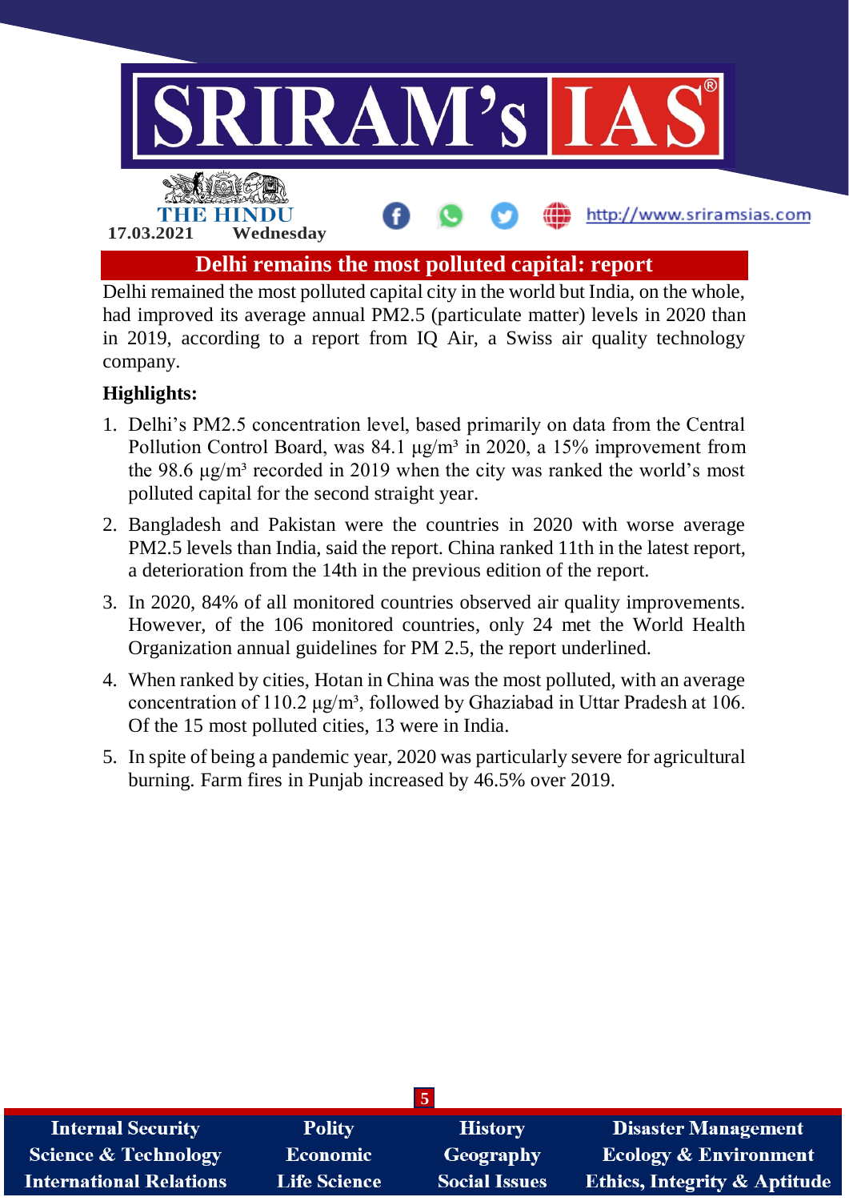## Delhi remains the most polluted capital: report

Delhi remained the most polluted capital city in the world but India, on the whole, had improved its average annual PM2.5 (particulate matter) levels in 2020 than in 2019, according to a report from IQ Air, a Swiss air quality technology company.

**Highlights:**

1. Delhi's PM2.5 concentration level, based primarily on data from the Central Pollution Control Board, was 84.1 $\mu g/m^3$ in 2020, a 15% improvement from the 98.6 $\mu g/m^3$ recorded in 2019 when the city was ranked the world's most polluted capital for the second straight year.
2. Bangladesh and Pakistan were the countries in 2020 with worse average PM2.5 levels than India, said the report. China ranked 11th in the latest report, a deterioration from the 14th in the previous edition of the report.
3. In 2020, 84% of all monitored countries observed air quality improvements. However, of the 106 monitored countries, only 24 met the World Health Organization annual guidelines for PM 2.5, the report underlined.
4. When ranked by cities, Hotan in China was the most polluted, with an average concentration of 110.2 $\mu g/m^3$, followed by Ghaziabad in Uttar Pradesh at 106. Of the 15 most polluted cities, 13 were in India.
5. In spite of being a pandemic year, 2020 was particularly severe for agricultural burning. Farm fires in Punjab increased by 46.5% over 2019.